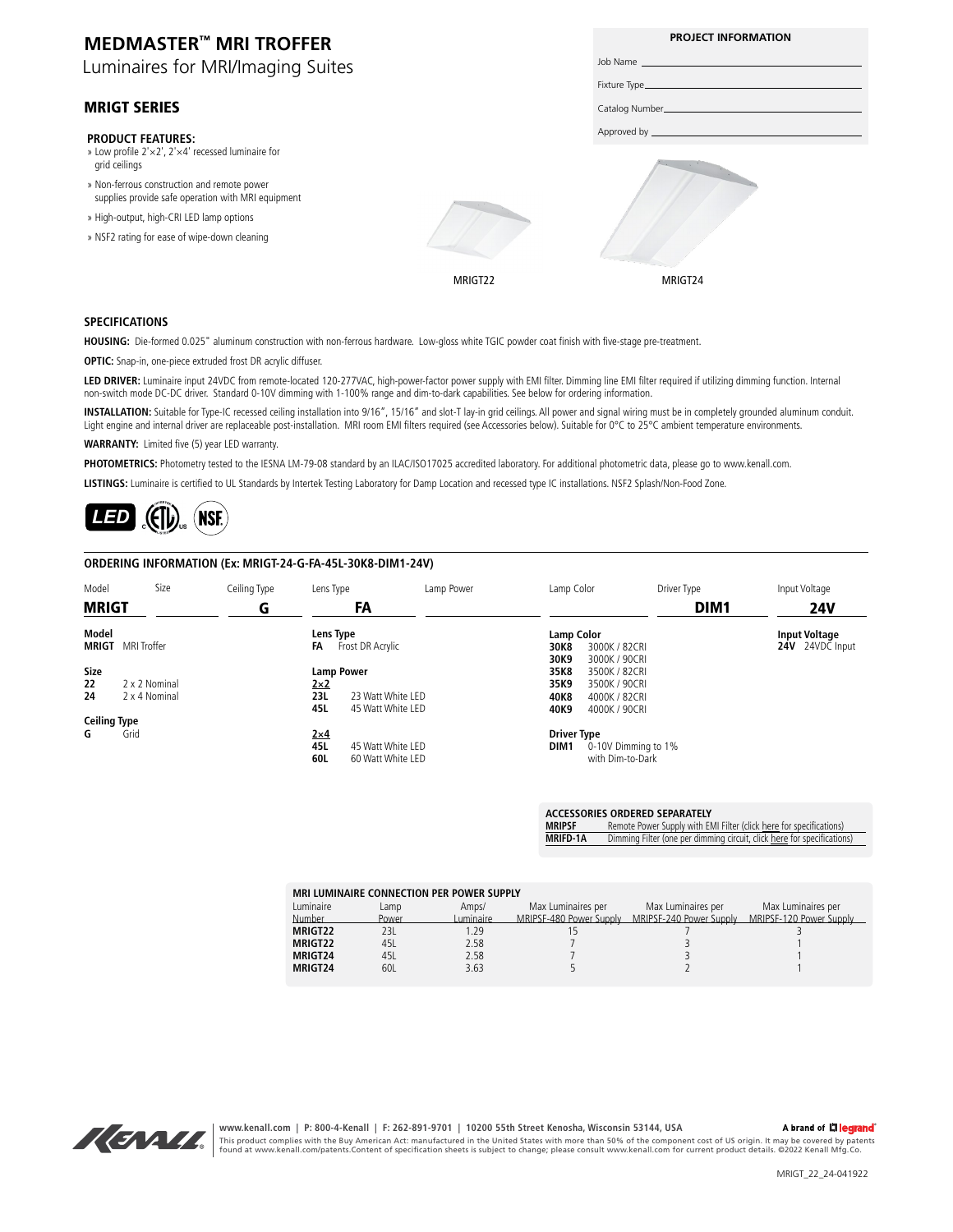# MEDMASTER™ MRI TROFFER

Luminaires for MRI/Imaging Suites

## MRIGT SERIES

**PROJECT INFORMATION**

Job Name

Fixture Type

Catalog Number

Approved by

### PRODUCT FEATURES:

- » Low profile 2'×2', 2'×4' recessed luminaire for grid ceilings
- » Non-ferrous construction and remote power supplies provide safe operation with MRI equipment
- » High-output, high-CRI LED lamp options
- » NSF2 rating for ease of wipe-down cleaning

MRIGT22

MRIGT24

### SPECIFICATIONS

**HOUSING:** Die-formed 0.025" aluminum construction with non-ferrous hardware. Low-gloss white TGIC powder coat finish with five-stage pre-treatment.

**OPTIC:** Snap-in, one-piece extruded frost DR acrylic diffuser.

**LED DRIVER:** Luminaire input 24VDC from remote-located 120-277VAC, high-power-factor power supply with EMI filter. Dimming line EMI filter required if utilizing dimming function. Internal non-switch mode DC-DC driver. Standard 0-10V dimming with 1-100% range and dim-to-dark capabilities. See below for ordering information.

**INSTALLATION:** Suitable for Type-IC recessed ceiling installation into 9/16", 15/16" and slot-T lay-in grid ceilings. All power and signal wiring must be in completely grounded aluminum conduit. Light engine and internal driver are replaceable post-installation. MRI room EMI filters required (see Accessories below). Suitable for 0°C to 25°C ambient temperature environments.

**WARRANTY:** Limited five (5) year LED warranty.

**PHOTOMETRICS:** Photometry tested to the IESNA LM-79-08 standard by an ILAC/ISO17025 accredited laboratory. For additional photometric data, please go to www.kenall.com.

**LISTINGS:** Luminaire is certified to UL Standards by Intertek Testing Laboratory for Damp Location and recessed type IC installations. NSF2 Splash/Non-Food Zone.

### ORDERING INFORMATION (Ex: MRIGT-24-G-FA-45L-30K8-DIM1-24V)

| Model | Size | Ceiling Type | Lens Type | Lamp Power | Lamp Color | Driver Type | Input Voltage |
|---|---|---|---|---|---|---|---|
| **MRIGT** | | **G** | **FA** | | | **DIM1** | **24V** |

**Model**
- **MRIGT** MRI Troffer

**Size**
- **22** 2 x 2 Nominal
- **24** 2 x 4 Nominal

**Ceiling Type**
- **G** Grid

**Lens Type**
- **FA** Frost DR Acrylic

**Lamp Power**

2×2
- **23L** 23 Watt White LED
- **45L** 45 Watt White LED

2×4
- **45L** 45 Watt White LED
- **60L** 60 Watt White LED

**Lamp Color**
- **30K8** 3000K / 82CRI
- **30K9** 3000K / 90CRI
- **35K8** 3500K / 82CRI
- **35K9** 3500K / 90CRI
- **40K8** 4000K / 82CRI
- **40K9** 4000K / 90CRI

**Driver Type**
- **DIM1** 0-10V Dimming to 1% with Dim-to-Dark

**Input Voltage**
- **24V** 24VDC Input

**ACCESSORIES ORDERED SEPARATELY**

| | |
|---|---|
| **MRIPSF** | Remote Power Supply with EMI Filter (click here for specifications) |
| **MRIFD-1A** | Dimming Filter (one per dimming circuit, click here for specifications) |

**MRI LUMINAIRE CONNECTION PER POWER SUPPLY**

| Luminaire Number | Lamp Power | Amps/ Luminaire | Max Luminaires per MRIPSF-480 Power Supply | Max Luminaires per MRIPSF-240 Power Supply | Max Luminaires per MRIPSF-120 Power Supply |
|---|---|---|---|---|---|
| **MRIGT22** | 23L | 1.29 | 15 | 7 | 3 |
| **MRIGT22** | 45L | 2.58 | 7 | 3 | 1 |
| **MRIGT24** | 45L | 2.58 | 7 | 3 | 1 |
| **MRIGT24** | 60L | 3.63 | 5 | 2 | 1 |

**www.kenall.com | P: 800-4-Kenall | F: 262-891-9701 | 10200 55th Street Kenosha, Wisconsin 53144, USA**

A brand of legrand

This product complies with the Buy American Act: manufactured in the United States with more than 50% of the component cost of US origin. It may be covered by patents found at www.kenall.com/patents.Content of specification sheets is subject to change; please consult www.kenall.com for current product details. ©2022 Kenall Mfg.Co.

MRIGT_22_24-041922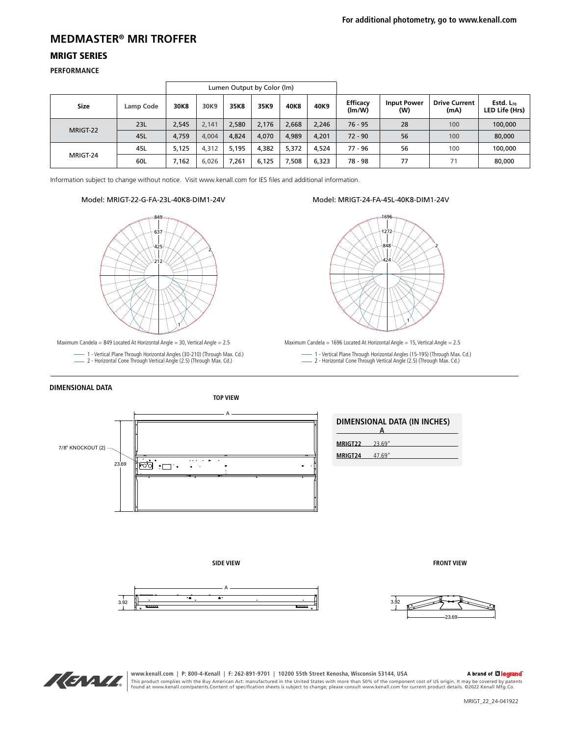For additional photometry, go to www.kenall.com

# MEDMASTER® MRI TROFFER

## MRIGT SERIES

### PERFORMANCE

| Size | Lamp Code | Lumen Output by Color (lm) | | | | | | Efficacy (lm/W) | Input Power (W) | Drive Current (mA) | Estd. $L_{70}$ LED Life (Hrs) |
|---|---|---|---|---|---|---|---|---|---|---|---|
| | | 30K8 | 30K9 | 35K8 | 35K9 | 40K8 | 40K9 | | | | |
| MRIGT-22 | 23L | 2,545 | 2,141 | 2,580 | 2,176 | 2,668 | 2,246 | 76 - 95 | 28 | 100 | 100,000 |
| | 45L | 4,759 | 4,004 | 4,824 | 4,070 | 4,989 | 4,201 | 72 - 90 | 56 | 100 | 80,000 |
| MRIGT-24 | 45L | 5,125 | 4,312 | 5,195 | 4,382 | 5,372 | 4,524 | 77 - 96 | 56 | 100 | 100,000 |
| | 60L | 7,162 | 6,026 | 7,261 | 6,125 | 7,508 | 6,323 | 78 - 98 | 77 | 71 | 80,000 |

Information subject to change without notice. Visit www.kenall.com for IES files and additional information.

Model: MRIGT-22-G-FA-23L-40K8-DIM1-24V

Maximum Candela = 849 Located At Horizontal Angle = 30, Vertical Angle = 2.5

1 - Vertical Plane Through Horizontal Angles (30-210) (Through Max. Cd.)
2 - Horizontal Cone Through Vertical Angle (2.5) (Through Max. Cd.)

Model: MRIGT-24-FA-45L-40K8-DIM1-24V

Maximum Candela = 1696 Located At Horizontal Angle = 15, Vertical Angle = 2.5

1 - Vertical Plane Through Horizontal Angles (15-195) (Through Max. Cd.)
2 - Horizontal Cone Through Vertical Angle (2.5) (Through Max. Cd.)

### DIMENSIONAL DATA

TOP VIEW

7/8" KNOCKOUT (2)

SIDE VIEW

FRONT VIEW

#### DIMENSIONAL DATA (IN INCHES)

| | A |
|---|---|
| MRIGT22 | 23.69" |
| MRIGT24 | 47.69" |

www.kenall.com | P: 800-4-Kenall | F: 262-891-9701 | 10200 55th Street Kenosha, Wisconsin 53144, USA

A brand of legrand

This product complies with the Buy American Act: manufactured in the United States with more than 50% of the component cost of US origin. It may be covered by patents found at www.kenall.com/patents.Content of specification sheets is subject to change; please consult www.kenall.com for current product details. ©2022 Kenall Mfg.Co.

MRIGT_22_24-041922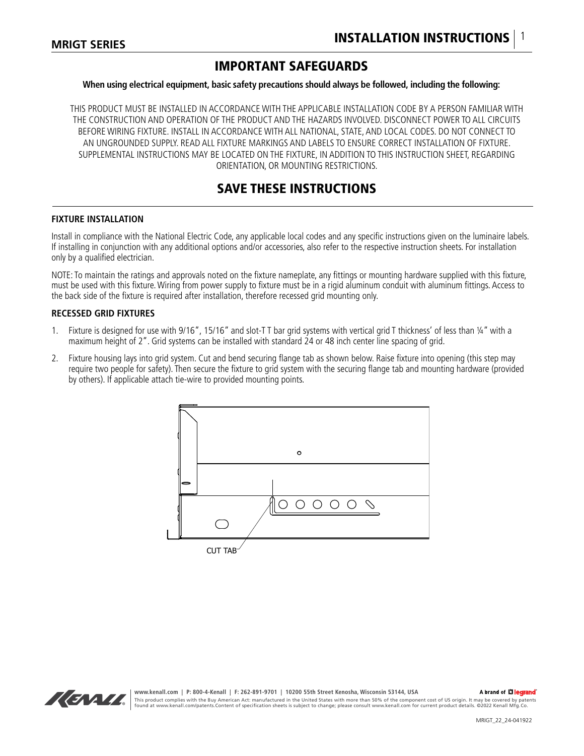## IMPORTANT SAFEGUARDS

**When using electrical equipment, basic safety precautions should always be followed, including the following:**

THIS PRODUCT MUST BE INSTALLED IN ACCORDANCE WITH THE APPLICABLE INSTALLATION CODE BY A PERSON FAMILIAR WITH THE CONSTRUCTION AND OPERATION OF THE PRODUCT AND THE HAZARDS INVOLVED. DISCONNECT POWER TO ALL CIRCUITS BEFORE WIRING FIXTURE. INSTALL IN ACCORDANCE WITH ALL NATIONAL, STATE, AND LOCAL CODES. DO NOT CONNECT TO AN UNGROUNDED SUPPLY. READ ALL FIXTURE MARKINGS AND LABELS TO ENSURE CORRECT INSTALLATION OF FIXTURE. SUPPLEMENTAL INSTRUCTIONS MAY BE LOCATED ON THE FIXTURE, IN ADDITION TO THIS INSTRUCTION SHEET, REGARDING ORIENTATION, OR MOUNTING RESTRICTIONS.

## SAVE THESE INSTRUCTIONS

### FIXTURE INSTALLATION

Install in compliance with the National Electric Code, any applicable local codes and any specific instructions given on the luminaire labels. If installing in conjunction with any additional options and/or accessories, also refer to the respective instruction sheets. For installation only by a qualified electrician.

NOTE: To maintain the ratings and approvals noted on the fixture nameplate, any fittings or mounting hardware supplied with this fixture, must be used with this fixture. Wiring from power supply to fixture must be in a rigid aluminum conduit with aluminum fittings. Access to the back side of the fixture is required after installation, therefore recessed grid mounting only.

### RECESSED GRID FIXTURES

1. Fixture is designed for use with 9/16", 15/16" and slot-T T bar grid systems with vertical grid T thickness' of less than ¼" with a maximum height of 2". Grid systems can be installed with standard 24 or 48 inch center line spacing of grid.
2. Fixture housing lays into grid system. Cut and bend securing flange tab as shown below. Raise fixture into opening (this step may require two people for safety). Then secure the fixture to grid system with the securing flange tab and mounting hardware (provided by others). If applicable attach tie-wire to provided mounting points.

CUT TAB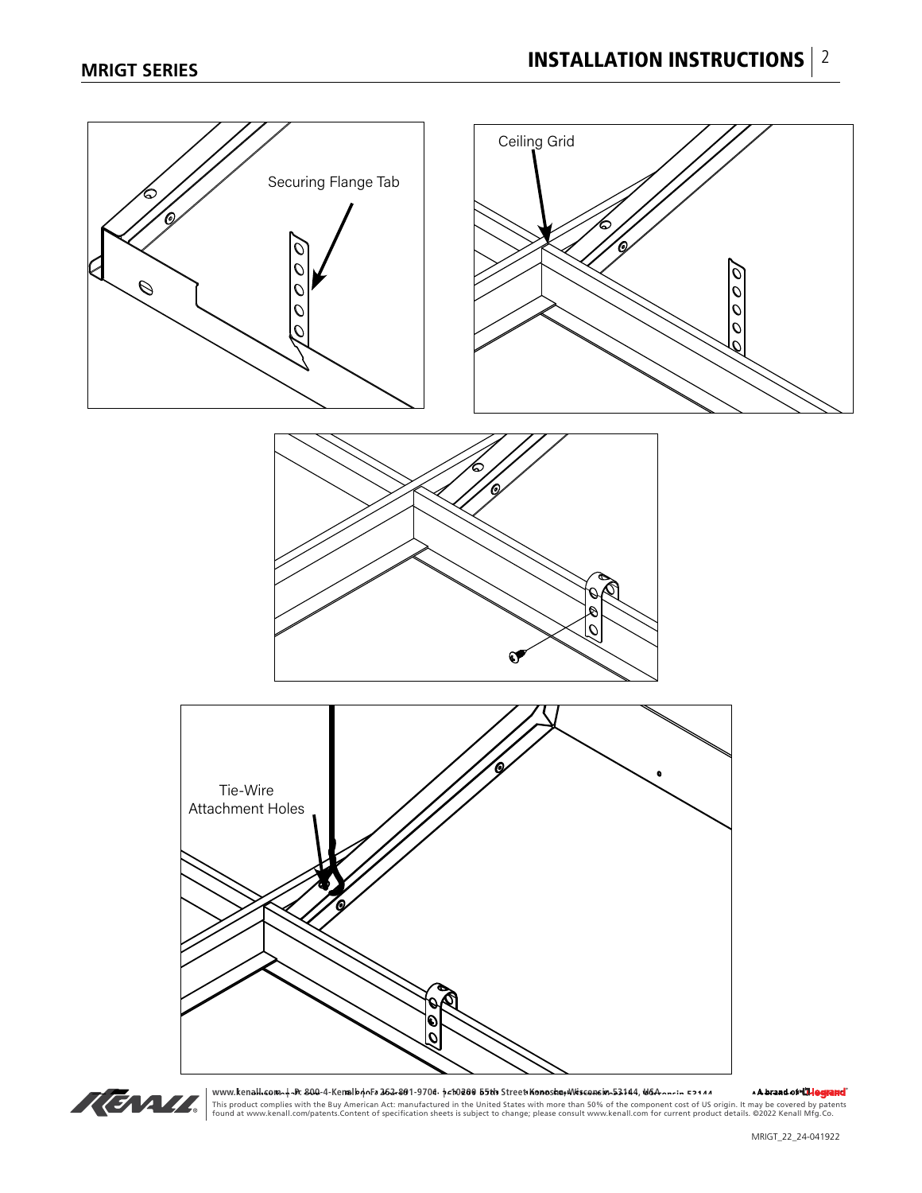Securing Flange Tab

Ceiling Grid

Tie-Wire Attachment Holes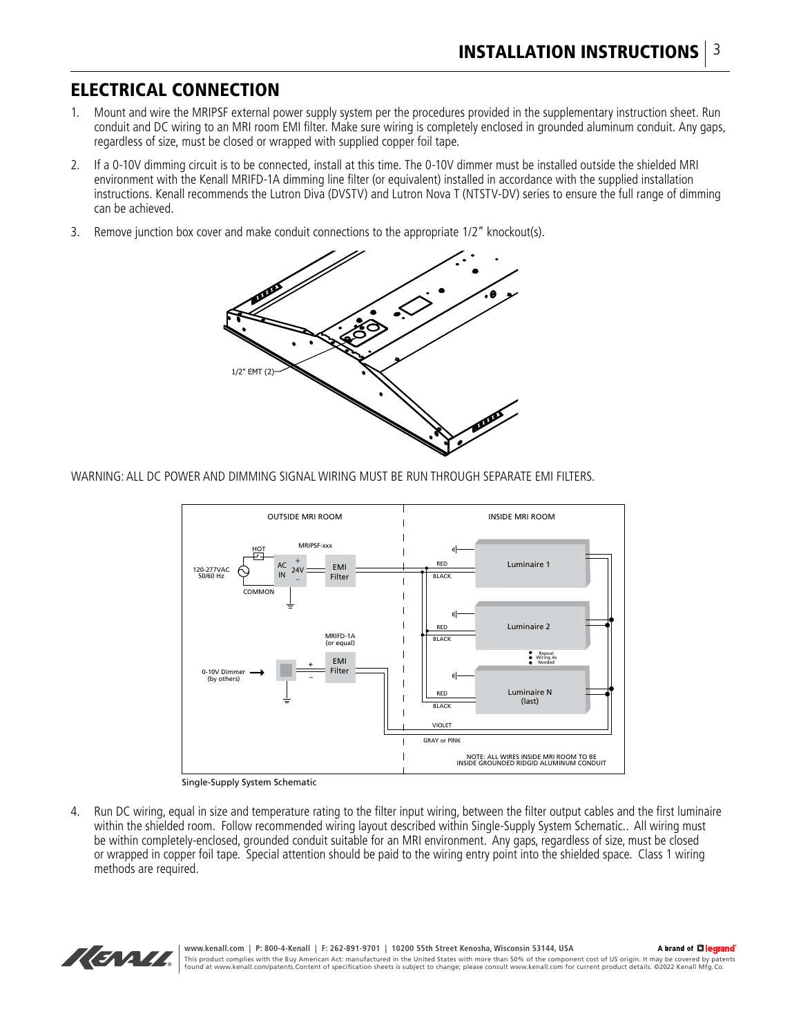## ELECTRICAL CONNECTION

1. Mount and wire the MRIPSF external power supply system per the procedures provided in the supplementary instruction sheet. Run conduit and DC wiring to an MRI room EMI filter. Make sure wiring is completely enclosed in grounded aluminum conduit. Any gaps, regardless of size, must be closed or wrapped with supplied copper foil tape.

2. If a 0-10V dimming circuit is to be connected, install at this time. The 0-10V dimmer must be installed outside the shielded MRI environment with the Kenall MRIFD-1A dimming line filter (or equivalent) installed in accordance with the supplied installation instructions. Kenall recommends the Lutron Diva (DVSTV) and Lutron Nova T (NTSTV-DV) series to ensure the full range of dimming can be achieved.

3. Remove junction box cover and make conduit connections to the appropriate 1/2" knockout(s).

1/2" EMT (2)

WARNING: ALL DC POWER AND DIMMING SIGNAL WIRING MUST BE RUN THROUGH SEPARATE EMI FILTERS.

OUTSIDE MRI ROOM | INSIDE MRI ROOM

120-277VAC 50/60 Hz, HOT, COMMON, MRIPSF-xxx, AC IN, 24V, EMI Filter, MRIFD-1A (or equal), 0-10V Dimmer (by others), RED, BLACK, Luminaire 1, Luminaire 2, Luminaire N (last), Repeat Wiring As Needed, VIOLET, GRAY or PINK

NOTE: ALL WIRES INSIDE MRI ROOM TO BE INSIDE GROUNDED RIDGID ALUMINUM CONDUIT

Single-Supply System Schematic

4. Run DC wiring, equal in size and temperature rating to the filter input wiring, between the filter output cables and the first luminaire within the shielded room. Follow recommended wiring layout described within Single-Supply System Schematic.. All wiring must be within completely-enclosed, grounded conduit suitable for an MRI environment. Any gaps, regardless of size, must be closed or wrapped in copper foil tape. Special attention should be paid to the wiring entry point into the shielded space. Class 1 wiring methods are required.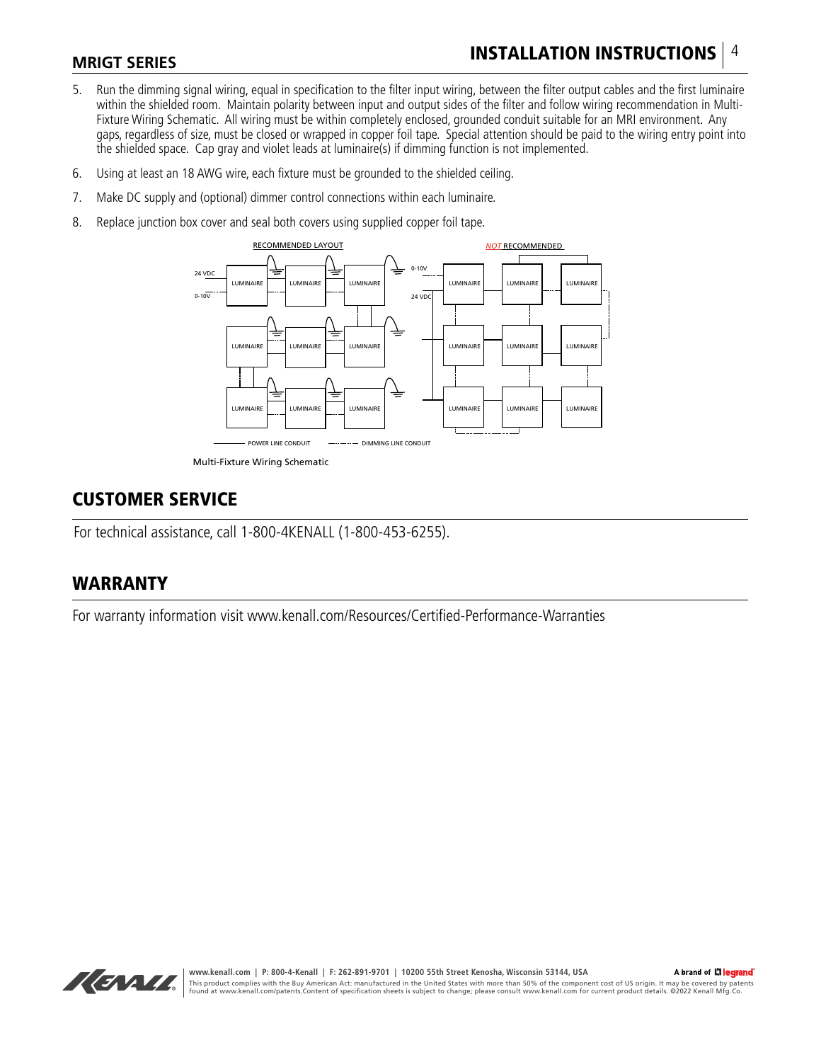5. Run the dimming signal wiring, equal in specification to the filter input wiring, between the filter output cables and the first luminaire within the shielded room. Maintain polarity between input and output sides of the filter and follow wiring recommendation in Multi-Fixture Wiring Schematic. All wiring must be within completely enclosed, grounded conduit suitable for an MRI environment. Any gaps, regardless of size, must be closed or wrapped in copper foil tape. Special attention should be paid to the wiring entry point into the shielded space. Cap gray and violet leads at luminaire(s) if dimming function is not implemented.
6. Using at least an 18 AWG wire, each fixture must be grounded to the shielded ceiling.
7. Make DC supply and (optional) dimmer control connections within each luminaire.
8. Replace junction box cover and seal both covers using supplied copper foil tape.

RECOMMENDED LAYOUT | *NOT* RECOMMENDED

24 VDC | 0-10V | LUMINAIRE | POWER LINE CONDUIT | DIMMING LINE CONDUIT

Multi-Fixture Wiring Schematic

## CUSTOMER SERVICE

For technical assistance, call 1-800-4KENALL (1-800-453-6255).

## WARRANTY

For warranty information visit www.kenall.com/Resources/Certified-Performance-Warranties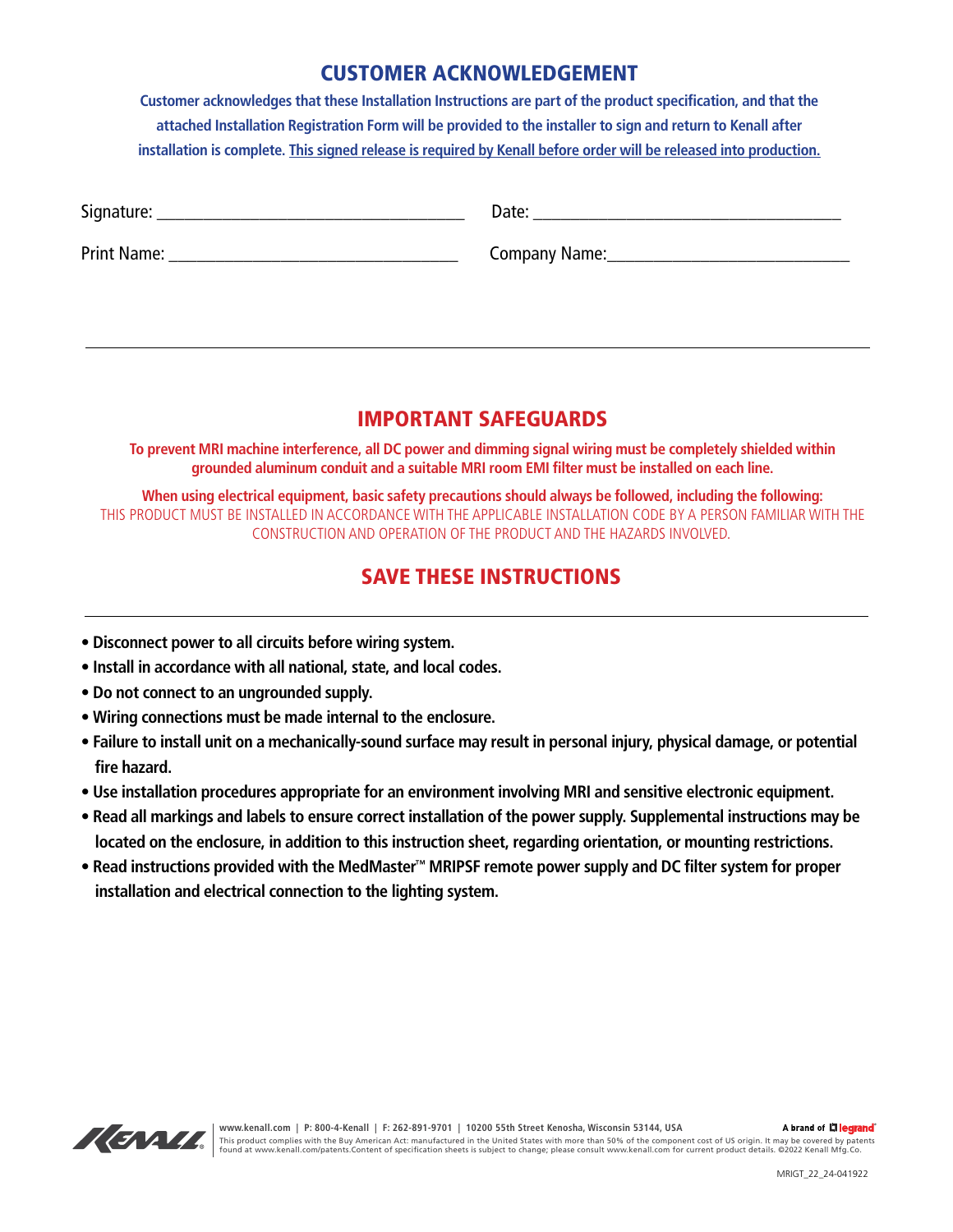## CUSTOMER ACKNOWLEDGEMENT

**Customer acknowledges that these Installation Instructions are part of the product specification, and that the attached Installation Registration Form will be provided to the installer to sign and return to Kenall after installation is complete. This signed release is required by Kenall before order will be released into production.**

Signature: ___________________________________ Date: ___________________________________

Print Name: ________________________________ Company Name:___________________________

---

## IMPORTANT SAFEGUARDS

**To prevent MRI machine interference, all DC power and dimming signal wiring must be completely shielded within grounded aluminum conduit and a suitable MRI room EMI filter must be installed on each line.**

**When using electrical equipment, basic safety precautions should always be followed, including the following:**

THIS PRODUCT MUST BE INSTALLED IN ACCORDANCE WITH THE APPLICABLE INSTALLATION CODE BY A PERSON FAMILIAR WITH THE CONSTRUCTION AND OPERATION OF THE PRODUCT AND THE HAZARDS INVOLVED.

## SAVE THESE INSTRUCTIONS

---

- **Disconnect power to all circuits before wiring system.**
- **Install in accordance with all national, state, and local codes.**
- **Do not connect to an ungrounded supply.**
- **Wiring connections must be made internal to the enclosure.**
- **Failure to install unit on a mechanically-sound surface may result in personal injury, physical damage, or potential fire hazard.**
- **Use installation procedures appropriate for an environment involving MRI and sensitive electronic equipment.**
- **Read all markings and labels to ensure correct installation of the power supply. Supplemental instructions may be located on the enclosure, in addition to this instruction sheet, regarding orientation, or mounting restrictions.**
- **Read instructions provided with the MedMaster™ MRIPSF remote power supply and DC filter system for proper installation and electrical connection to the lighting system.**

www.kenall.com | P: 800-4-Kenall | F: 262-891-9701 | 10200 55th Street Kenosha, Wisconsin 53144, USA

A brand of legrand

This product complies with the Buy American Act: manufactured in the United States with more than 50% of the component cost of US origin. It may be covered by patents found at www.kenall.com/patents.Content of specification sheets is subject to change; please consult www.kenall.com for current product details. ©2022 Kenall Mfg.Co.

MRIGT_22_24-041922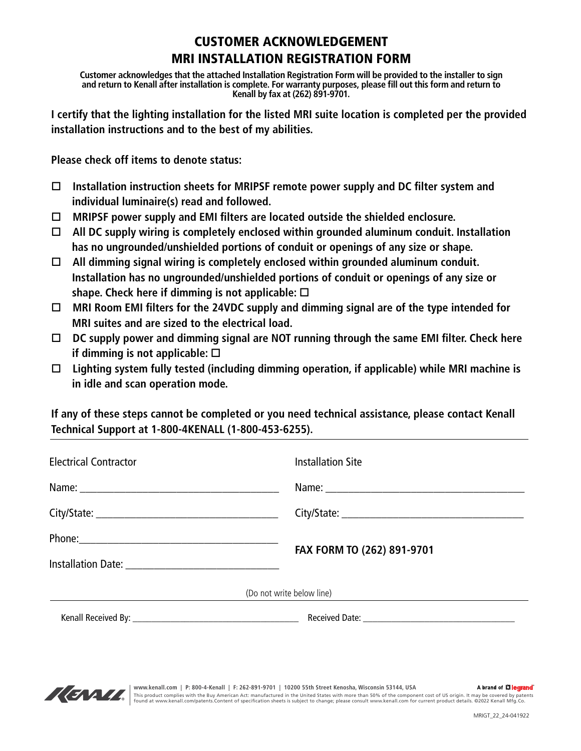# CUSTOMER ACKNOWLEDGEMENT
# MRI INSTALLATION REGISTRATION FORM

**Customer acknowledges that the attached Installation Registration Form will be provided to the installer to sign and return to Kenall after installation is complete. For warranty purposes, please fill out this form and return to Kenall by fax at (262) 891-9701.**

**I certify that the lighting installation for the listed MRI suite location is completed per the provided installation instructions and to the best of my abilities.**

**Please check off items to denote status:**

- ☐ **Installation instruction sheets for MRIPSF remote power supply and DC filter system and individual luminaire(s) read and followed.**
- ☐ **MRIPSF power supply and EMI filters are located outside the shielded enclosure.**
- ☐ **All DC supply wiring is completely enclosed within grounded aluminum conduit. Installation has no ungrounded/unshielded portions of conduit or openings of any size or shape.**
- ☐ **All dimming signal wiring is completely enclosed within grounded aluminum conduit. Installation has no ungrounded/unshielded portions of conduit or openings of any size or shape. Check here if dimming is not applicable: ☐**
- ☐ **MRI Room EMI filters for the 24VDC supply and dimming signal are of the type intended for MRI suites and are sized to the electrical load.**
- ☐ **DC supply power and dimming signal are NOT running through the same EMI filter. Check here if dimming is not applicable: ☐**
- ☐ **Lighting system fully tested (including dimming operation, if applicable) while MRI machine is in idle and scan operation mode.**

**If any of these steps cannot be completed or you need technical assistance, please contact Kenall Technical Support at 1-800-4KENALL (1-800-453-6255).**

---

Electrical Contractor

Name: ______________________________

City/State: ______________________________

Phone: ______________________________

Installation Date: ______________________________

Installation Site

Name: ______________________________

City/State: ______________________________

**FAX FORM TO (262) 891-9701**

(Do not write below line)

---

Kenall Received By: ______________________________ Received Date: ______________________________

www.kenall.com | P: 800-4-Kenall | F: 262-891-9701 | 10200 55th Street Kenosha, Wisconsin 53144, USA

A brand of legrand

This product complies with the Buy American Act: manufactured in the United States with more than 50% of the component cost of US origin. It may be covered by patents found at www.kenall.com/patents.Content of specification sheets is subject to change; please consult www.kenall.com for current product details. ©2022 Kenall Mfg.Co.

MRIGT_22_24-041922